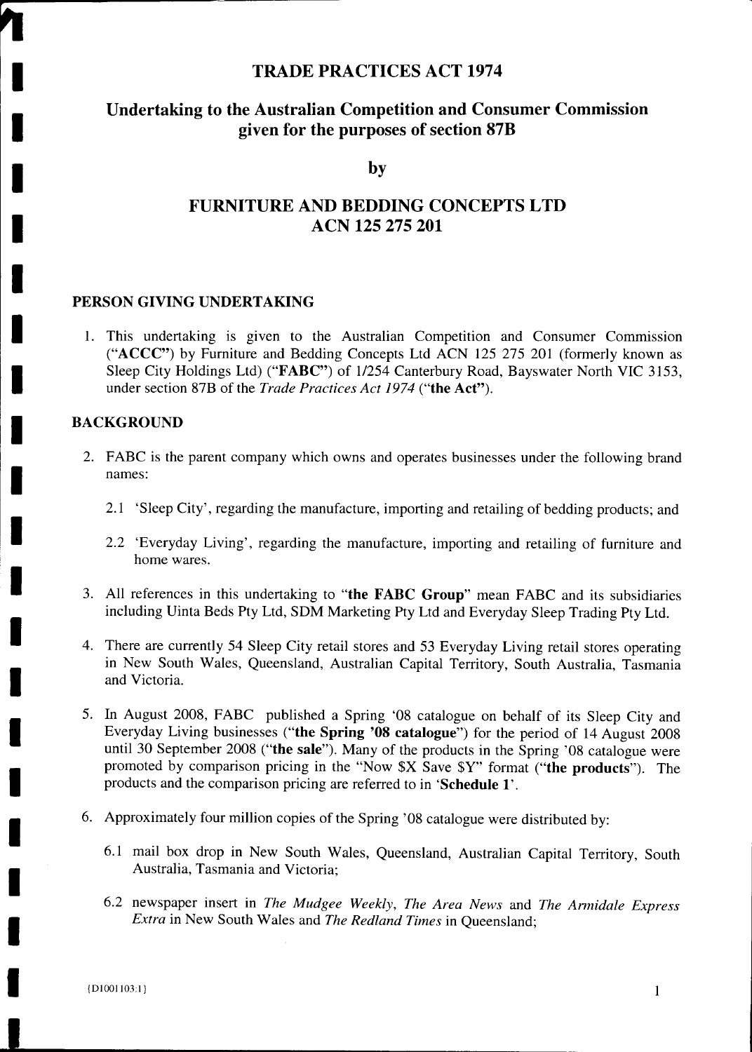# TRADE PRACTICES ACT 1974

## Undertaking to the Australian Competition and Consumer Commission given for the purposes of section 87B

**by**

## FURNITURE AND BEDDING CONCEPTS LTD ACN 125 275 201

### PERSON GIVING UNDERTAKING

1. This undertaking is given to the Australian Competition and Consumer Commission ("**ACCC**") by Furniture and Bedding Concepts Ltd ACN 125 275 201 (formerly known as Sleep City Holdings Ltd) ("**FABC**") of 1/254 Canterbury Road, Bayswater North VIC 3153, under section 87B of the *Trade Practices Act 1974* ("**the Act**").

### BACKGROUND

2. FABC is the parent company which owns and operates businesses under the following brand names:

   2.1 'Sleep City', regarding the manufacture, importing and retailing of bedding products; and

   2.2 'Everyday Living', regarding the manufacture, importing and retailing of furniture and home wares.

3. All references in this undertaking to "**the FABC Group**" mean FABC and its subsidiaries including Uinta Beds Pty Ltd, SDM Marketing Pty Ltd and Everyday Sleep Trading Pty Ltd.

4. There are currently 54 Sleep City retail stores and 53 Everyday Living retail stores operating in New South Wales, Queensland, Australian Capital Territory, South Australia, Tasmania and Victoria.

5. In August 2008, FABC published a Spring '08 catalogue on behalf of its Sleep City and Everyday Living businesses ("**the Spring '08 catalogue**") for the period of 14 August 2008 until 30 September 2008 ("**the sale**"). Many of the products in the Spring '08 catalogue were promoted by comparison pricing in the "Now $X Save $Y" format ("**the products**"). The products and the comparison pricing are referred to in '**Schedule 1**'.

6. Approximately four million copies of the Spring '08 catalogue were distributed by:

   6.1 mail box drop in New South Wales, Queensland, Australian Capital Territory, South Australia, Tasmania and Victoria;

   6.2 newspaper insert in *The Mudgee Weekly*, *The Area News* and *The Armidale Express Extra* in New South Wales and *The Redland Times* in Queensland;

{D1001103:1}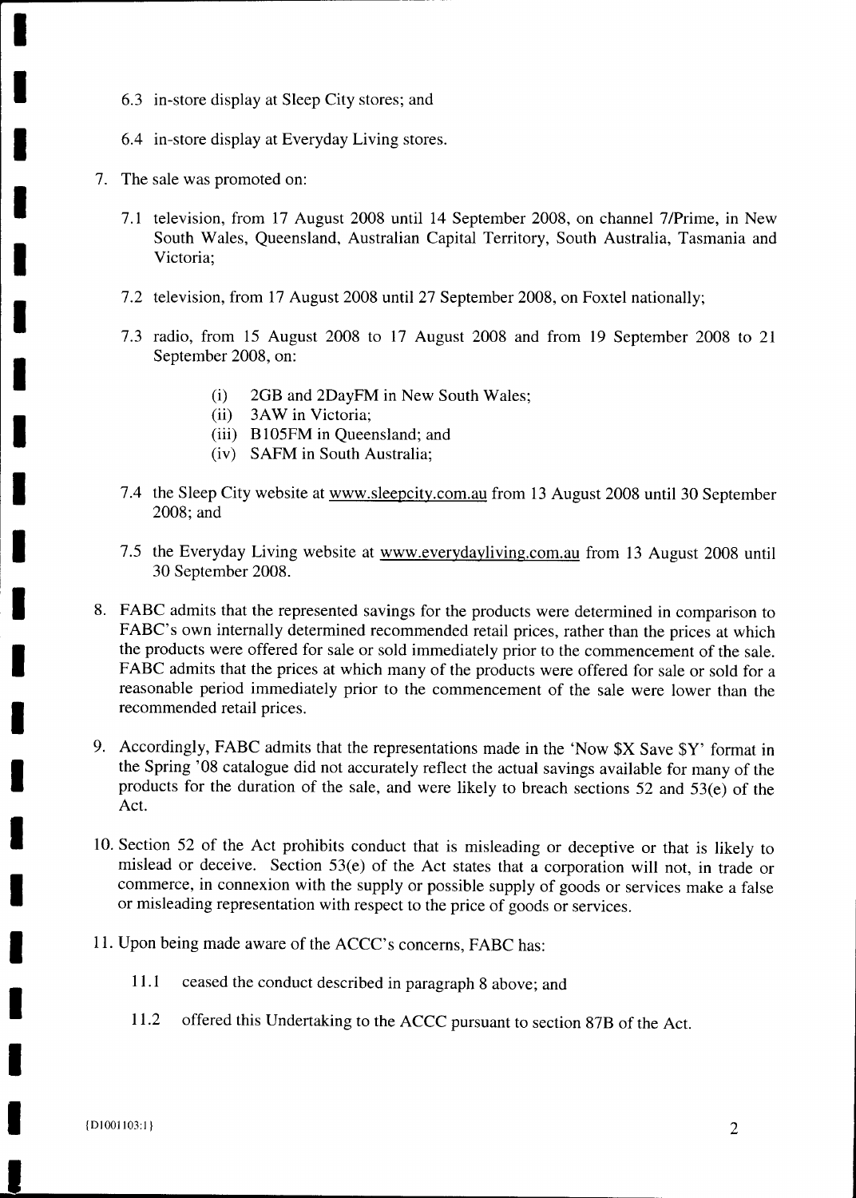6.3 in-store display at Sleep City stores; and

6.4 in-store display at Everyday Living stores.

7. The sale was promoted on:

   7.1 television, from 17 August 2008 until 14 September 2008, on channel 7/Prime, in New South Wales, Queensland, Australian Capital Territory, South Australia, Tasmania and Victoria;

   7.2 television, from 17 August 2008 until 27 September 2008, on Foxtel nationally;

   7.3 radio, from 15 August 2008 to 17 August 2008 and from 19 September 2008 to 21 September 2008, on:

      (i) 2GB and 2DayFM in New South Wales;
      (ii) 3AW in Victoria;
      (iii) B105FM in Queensland; and
      (iv) SAFM in South Australia;

   7.4 the Sleep City website at www.sleepcity.com.au from 13 August 2008 until 30 September 2008; and

   7.5 the Everyday Living website at www.everydayliving.com.au from 13 August 2008 until 30 September 2008.

8. FABC admits that the represented savings for the products were determined in comparison to FABC's own internally determined recommended retail prices, rather than the prices at which the products were offered for sale or sold immediately prior to the commencement of the sale. FABC admits that the prices at which many of the products were offered for sale or sold for a reasonable period immediately prior to the commencement of the sale were lower than the recommended retail prices.

9. Accordingly, FABC admits that the representations made in the 'Now $X Save $Y' format in the Spring '08 catalogue did not accurately reflect the actual savings available for many of the products for the duration of the sale, and were likely to breach sections 52 and 53(e) of the Act.

10. Section 52 of the Act prohibits conduct that is misleading or deceptive or that is likely to mislead or deceive. Section 53(e) of the Act states that a corporation will not, in trade or commerce, in connexion with the supply or possible supply of goods or services make a false or misleading representation with respect to the price of goods or services.

11. Upon being made aware of the ACCC's concerns, FABC has:

    11.1 ceased the conduct described in paragraph 8 above; and

    11.2 offered this Undertaking to the ACCC pursuant to section 87B of the Act.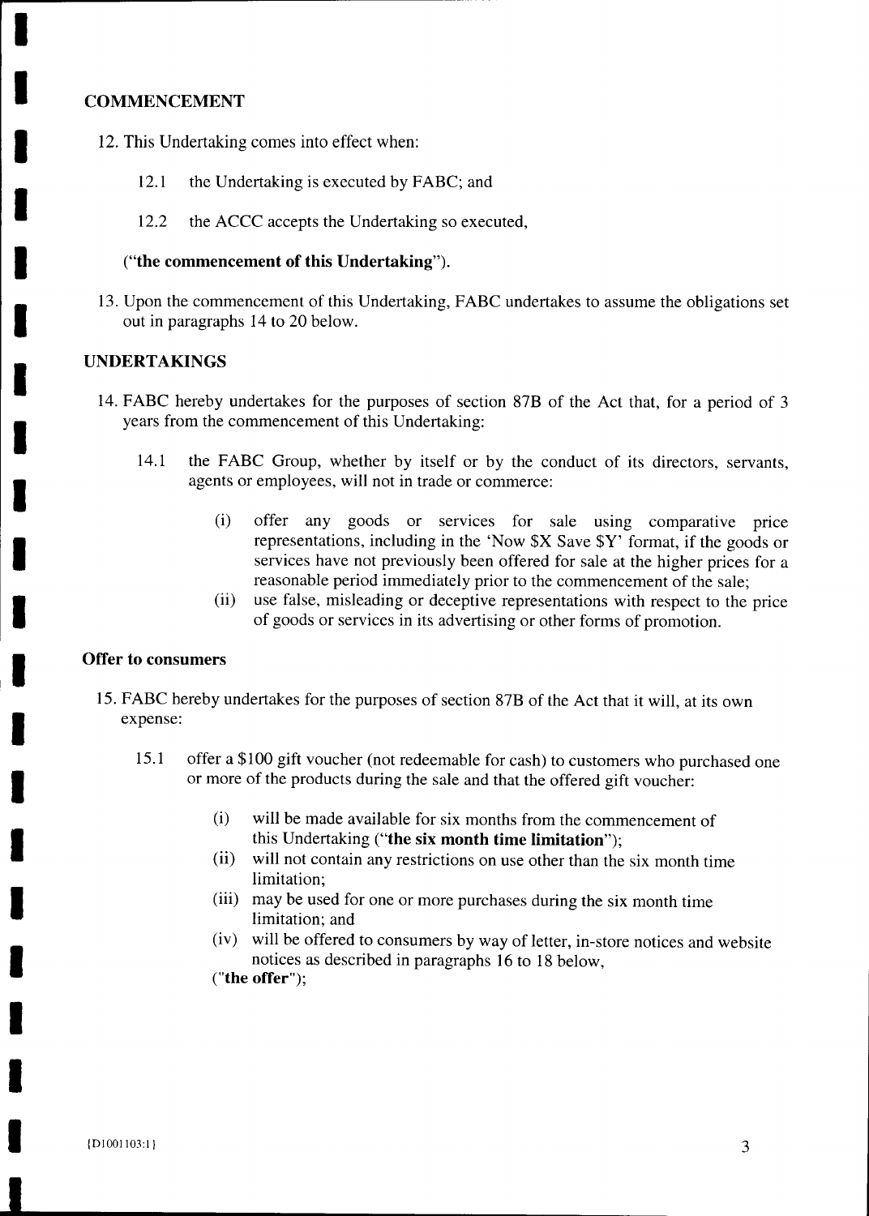## COMMENCEMENT

12. This Undertaking comes into effect when:

    12.1 the Undertaking is executed by FABC; and

    12.2 the ACCC accepts the Undertaking so executed,

    (“**the commencement of this Undertaking**”).

13. Upon the commencement of this Undertaking, FABC undertakes to assume the obligations set out in paragraphs 14 to 20 below.

## UNDERTAKINGS

14. FABC hereby undertakes for the purposes of section 87B of the Act that, for a period of 3 years from the commencement of this Undertaking:

    14.1 the FABC Group, whether by itself or by the conduct of its directors, servants, agents or employees, will not in trade or commerce:

    (i) offer any goods or services for sale using comparative price representations, including in the ‘Now $X Save $Y’ format, if the goods or services have not previously been offered for sale at the higher prices for a reasonable period immediately prior to the commencement of the sale;

    (ii) use false, misleading or deceptive representations with respect to the price of goods or services in its advertising or other forms of promotion.

### Offer to consumers

15. FABC hereby undertakes for the purposes of section 87B of the Act that it will, at its own expense:

    15.1 offer a $100 gift voucher (not redeemable for cash) to customers who purchased one or more of the products during the sale and that the offered gift voucher:

    (i) will be made available for six months from the commencement of this Undertaking (“**the six month time limitation**”);

    (ii) will not contain any restrictions on use other than the six month time limitation;

    (iii) may be used for one or more purchases during the six month time limitation; and

    (iv) will be offered to consumers by way of letter, in-store notices and website notices as described in paragraphs 16 to 18 below,

    ("**the offer**");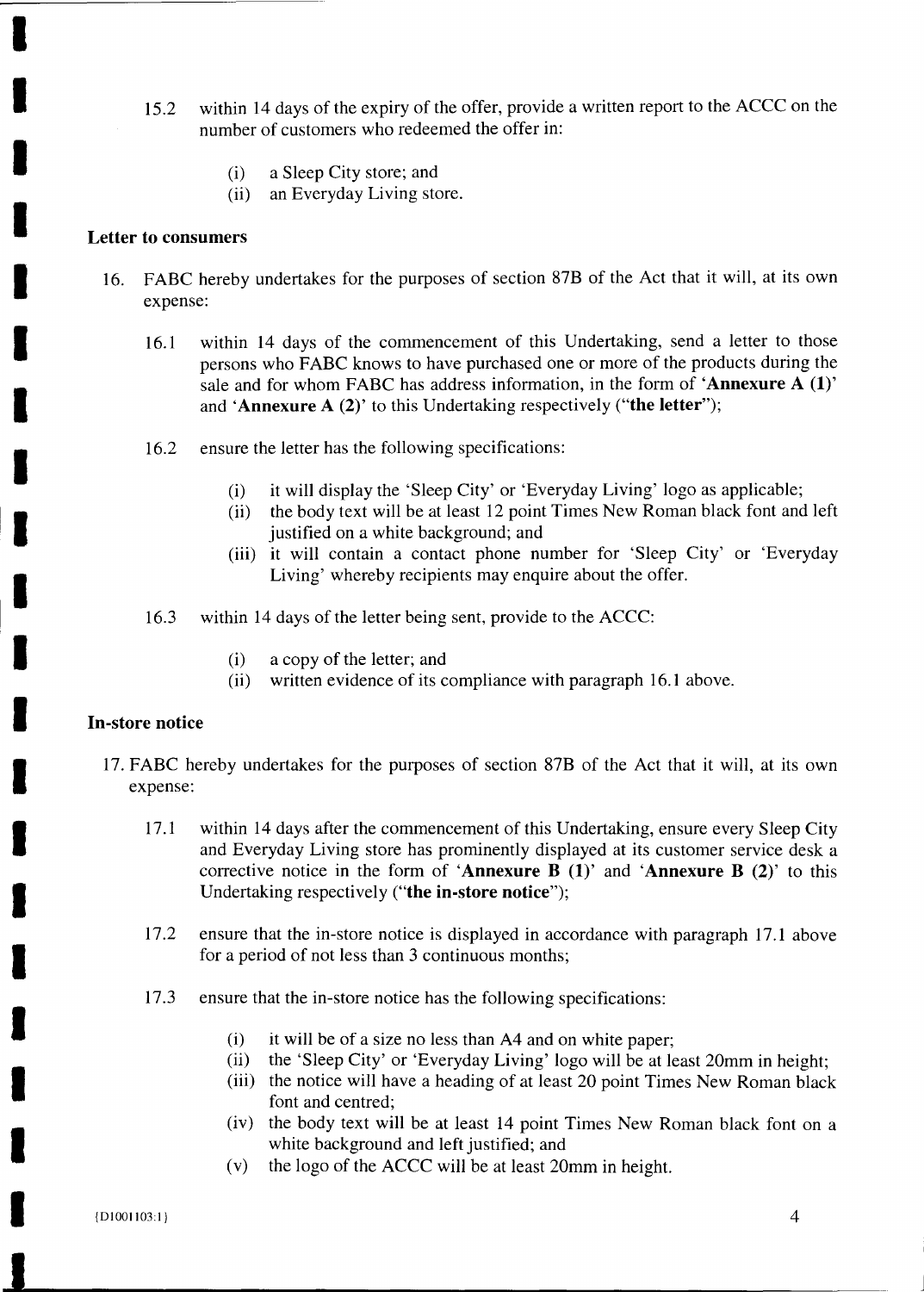15.2 within 14 days of the expiry of the offer, provide a written report to the ACCC on the number of customers who redeemed the offer in:

(i) a Sleep City store; and
(ii) an Everyday Living store.

**Letter to consumers**

16. FABC hereby undertakes for the purposes of section 87B of the Act that it will, at its own expense:

16.1 within 14 days of the commencement of this Undertaking, send a letter to those persons who FABC knows to have purchased one or more of the products during the sale and for whom FABC has address information, in the form of '**Annexure A (1)**' and '**Annexure A (2)**' to this Undertaking respectively ("**the letter**");

16.2 ensure the letter has the following specifications:

(i) it will display the 'Sleep City' or 'Everyday Living' logo as applicable;
(ii) the body text will be at least 12 point Times New Roman black font and left justified on a white background; and
(iii) it will contain a contact phone number for 'Sleep City' or 'Everyday Living' whereby recipients may enquire about the offer.

16.3 within 14 days of the letter being sent, provide to the ACCC:

(i) a copy of the letter; and
(ii) written evidence of its compliance with paragraph 16.1 above.

**In-store notice**

17. FABC hereby undertakes for the purposes of section 87B of the Act that it will, at its own expense:

17.1 within 14 days after the commencement of this Undertaking, ensure every Sleep City and Everyday Living store has prominently displayed at its customer service desk a corrective notice in the form of '**Annexure B (1)**' and '**Annexure B (2)**' to this Undertaking respectively ("**the in-store notice**");

17.2 ensure that the in-store notice is displayed in accordance with paragraph 17.1 above for a period of not less than 3 continuous months;

17.3 ensure that the in-store notice has the following specifications:

(i) it will be of a size no less than A4 and on white paper;
(ii) the 'Sleep City' or 'Everyday Living' logo will be at least 20mm in height;
(iii) the notice will have a heading of at least 20 point Times New Roman black font and centred;
(iv) the body text will be at least 14 point Times New Roman black font on a white background and left justified; and
(v) the logo of the ACCC will be at least 20mm in height.

{D1001103:1}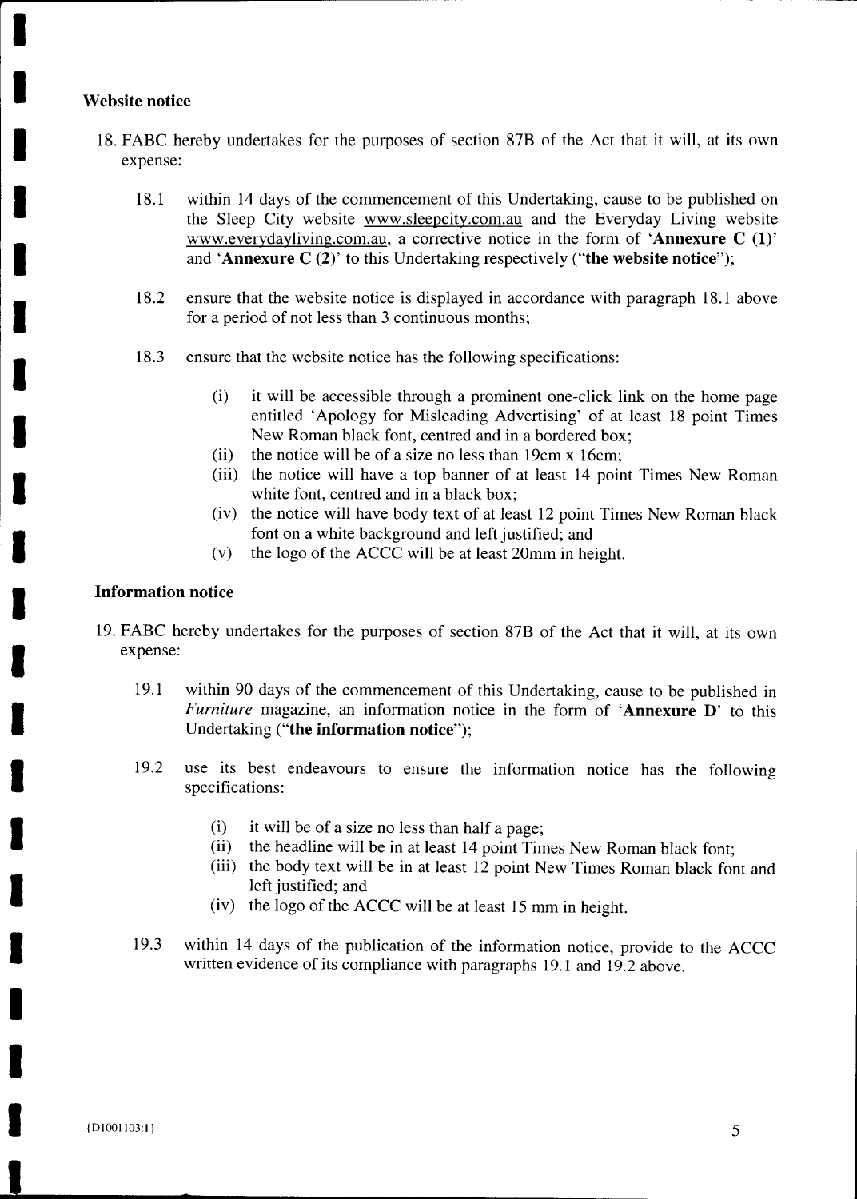### Website notice

18. FABC hereby undertakes for the purposes of section 87B of the Act that it will, at its own expense:

    18.1 within 14 days of the commencement of this Undertaking, cause to be published on the Sleep City website www.sleepcity.com.au and the Everyday Living website www.everydayliving.com.au, a corrective notice in the form of '**Annexure C (1)**' and '**Annexure C (2)**' to this Undertaking respectively ("**the website notice**");

    18.2 ensure that the website notice is displayed in accordance with paragraph 18.1 above for a period of not less than 3 continuous months;

    18.3 ensure that the website notice has the following specifications:

    (i) it will be accessible through a prominent one-click link on the home page entitled 'Apology for Misleading Advertising' of at least 18 point Times New Roman black font, centred and in a bordered box;
    (ii) the notice will be of a size no less than 19cm x 16cm;
    (iii) the notice will have a top banner of at least 14 point Times New Roman white font, centred and in a black box;
    (iv) the notice will have body text of at least 12 point Times New Roman black font on a white background and left justified; and
    (v) the logo of the ACCC will be at least 20mm in height.

### Information notice

19. FABC hereby undertakes for the purposes of section 87B of the Act that it will, at its own expense:

    19.1 within 90 days of the commencement of this Undertaking, cause to be published in *Furniture* magazine, an information notice in the form of '**Annexure D**' to this Undertaking ("**the information notice**");

    19.2 use its best endeavours to ensure the information notice has the following specifications:

    (i) it will be of a size no less than half a page;
    (ii) the headline will be in at least 14 point Times New Roman black font;
    (iii) the body text will be in at least 12 point New Times Roman black font and left justified; and
    (iv) the logo of the ACCC will be at least 15 mm in height.

    19.3 within 14 days of the publication of the information notice, provide to the ACCC written evidence of its compliance with paragraphs 19.1 and 19.2 above.

{D1001103:1}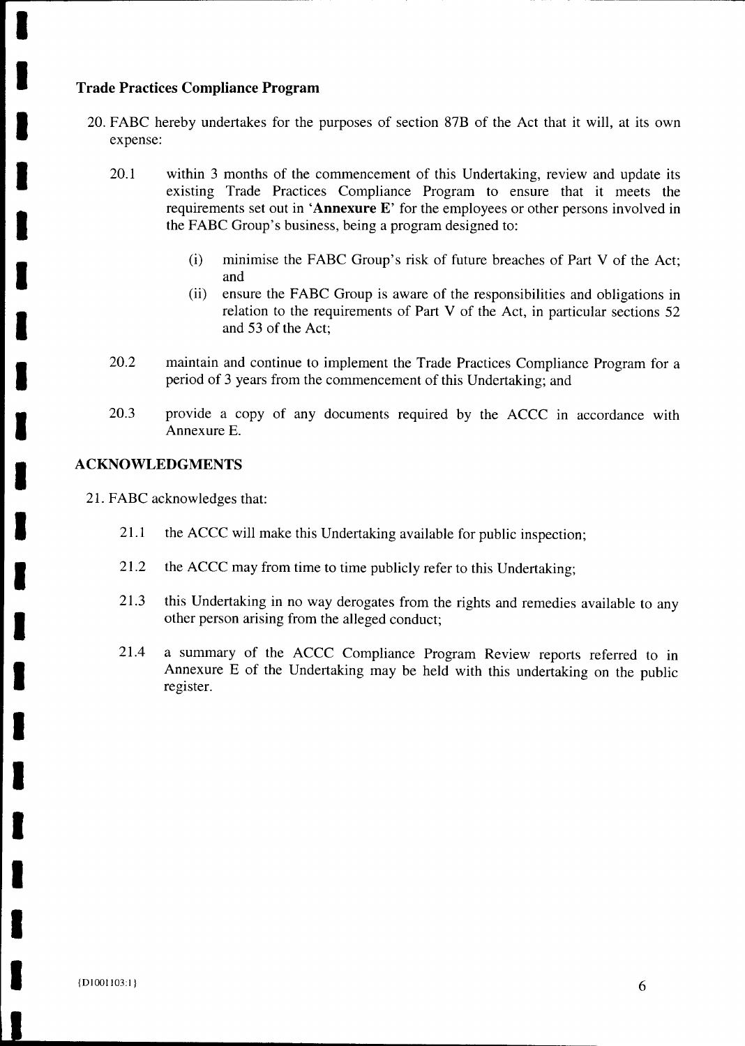### Trade Practices Compliance Program

20. FABC hereby undertakes for the purposes of section 87B of the Act that it will, at its own expense:

    20.1 within 3 months of the commencement of this Undertaking, review and update its existing Trade Practices Compliance Program to ensure that it meets the requirements set out in '**Annexure E**' for the employees or other persons involved in the FABC Group's business, being a program designed to:

    (i) minimise the FABC Group's risk of future breaches of Part V of the Act; and

    (ii) ensure the FABC Group is aware of the responsibilities and obligations in relation to the requirements of Part V of the Act, in particular sections 52 and 53 of the Act;

    20.2 maintain and continue to implement the Trade Practices Compliance Program for a period of 3 years from the commencement of this Undertaking; and

    20.3 provide a copy of any documents required by the ACCC in accordance with Annexure E.

### ACKNOWLEDGMENTS

21. FABC acknowledges that:

    21.1 the ACCC will make this Undertaking available for public inspection;

    21.2 the ACCC may from time to time publicly refer to this Undertaking;

    21.3 this Undertaking in no way derogates from the rights and remedies available to any other person arising from the alleged conduct;

    21.4 a summary of the ACCC Compliance Program Review reports referred to in Annexure E of the Undertaking may be held with this undertaking on the public register.

{D1001103:1}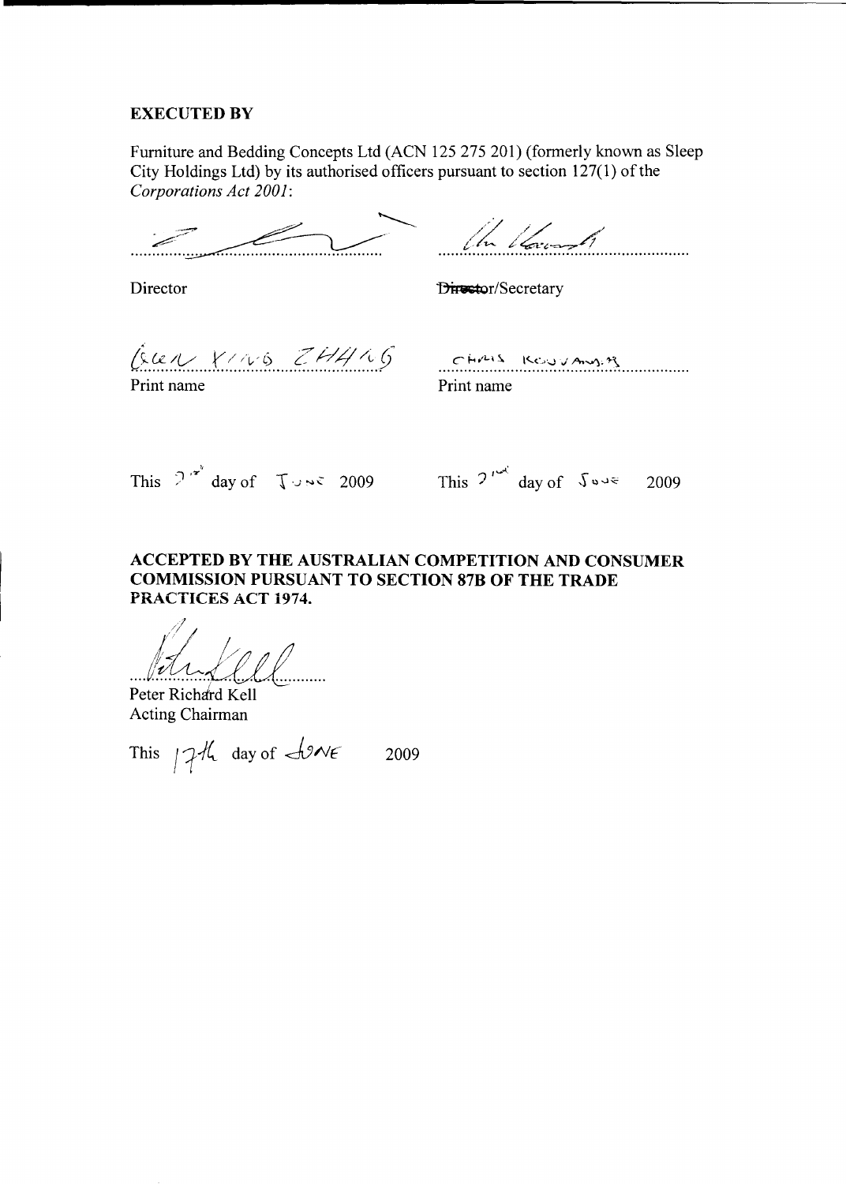**EXECUTED BY**

Furniture and Bedding Concepts Ltd (ACN 125 275 201) (formerly known as Sleep City Holdings Ltd) by its authorised officers pursuant to section 127(1) of the *Corporations Act 2001*:

| | |
|---|---|
| ........................................................ | ........................................................ |
| Director | ~~Director~~/Secretary |
| GLEN XING ZHANG | CHRIS KOUVARAS |
| Print name | Print name |
| This 2nd day of June 2009 | This 2nd day of June 2009 |

**ACCEPTED BY THE AUSTRALIAN COMPETITION AND CONSUMER COMMISSION PURSUANT TO SECTION 87B OF THE TRADE PRACTICES ACT 1974.**

........................................................

Peter Richard Kell
Acting Chairman

This 17th day of June 2009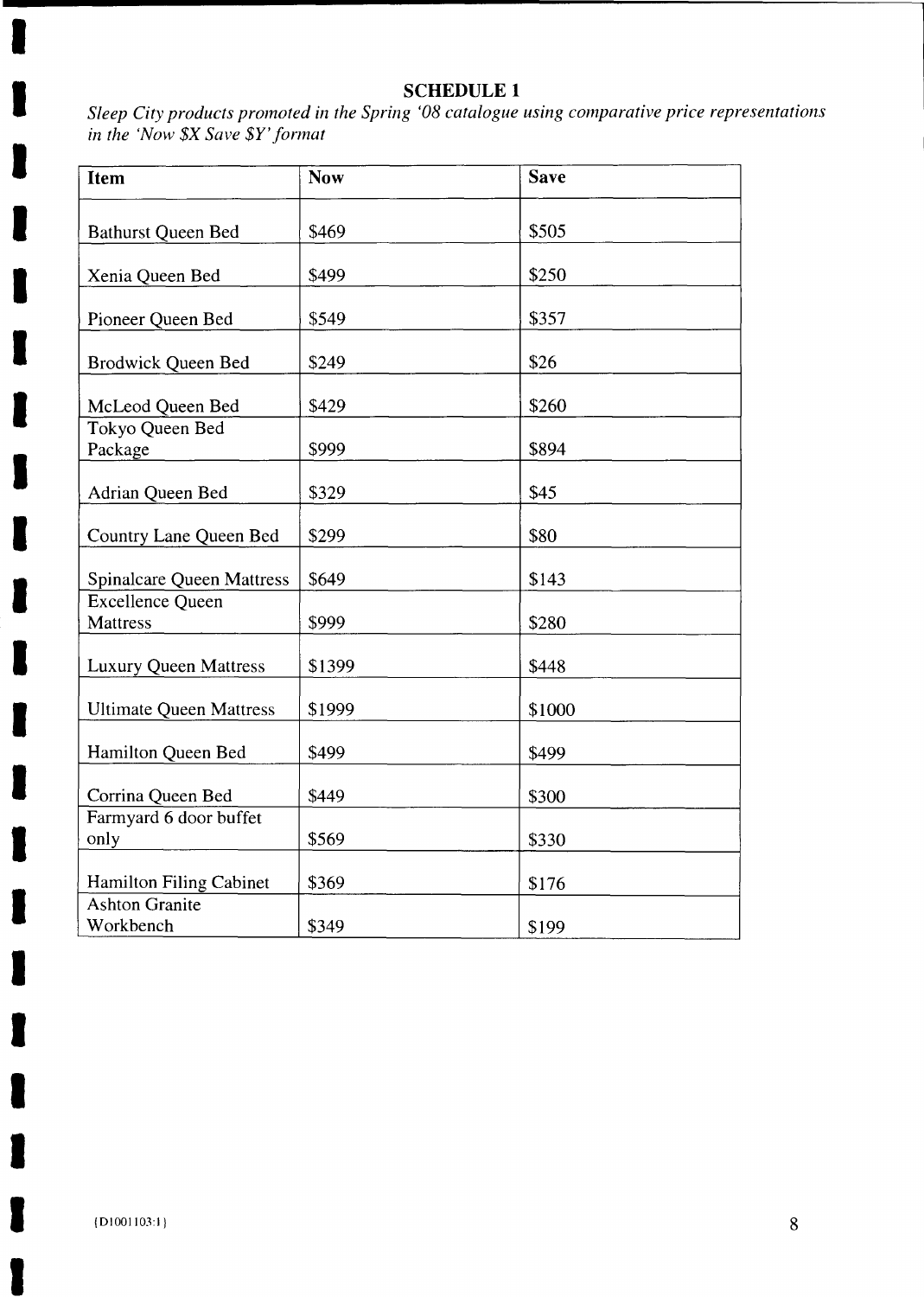## SCHEDULE 1

*Sleep City products promoted in the Spring '08 catalogue using comparative price representations in the 'Now $X Save $Y' format*

| Item | Now | Save |
|---|---|---|
| Bathurst Queen Bed | $469 | $505 |
| Xenia Queen Bed | $499 | $250 |
| Pioneer Queen Bed | $549 | $357 |
| Brodwick Queen Bed | $249 | $26 |
| McLeod Queen Bed | $429 | $260 |
| Tokyo Queen Bed Package | $999 | $894 |
| Adrian Queen Bed | $329 | $45 |
| Country Lane Queen Bed | $299 | $80 |
| Spinalcare Queen Mattress | $649 | $143 |
| Excellence Queen Mattress | $999 | $280 |
| Luxury Queen Mattress | $1399 | $448 |
| Ultimate Queen Mattress | $1999 | $1000 |
| Hamilton Queen Bed | $499 | $499 |
| Corrina Queen Bed | $449 | $300 |
| Farmyard 6 door buffet only | $569 | $330 |
| Hamilton Filing Cabinet | $369 | $176 |
| Ashton Granite Workbench | $349 | $199 |

{D1001103:1}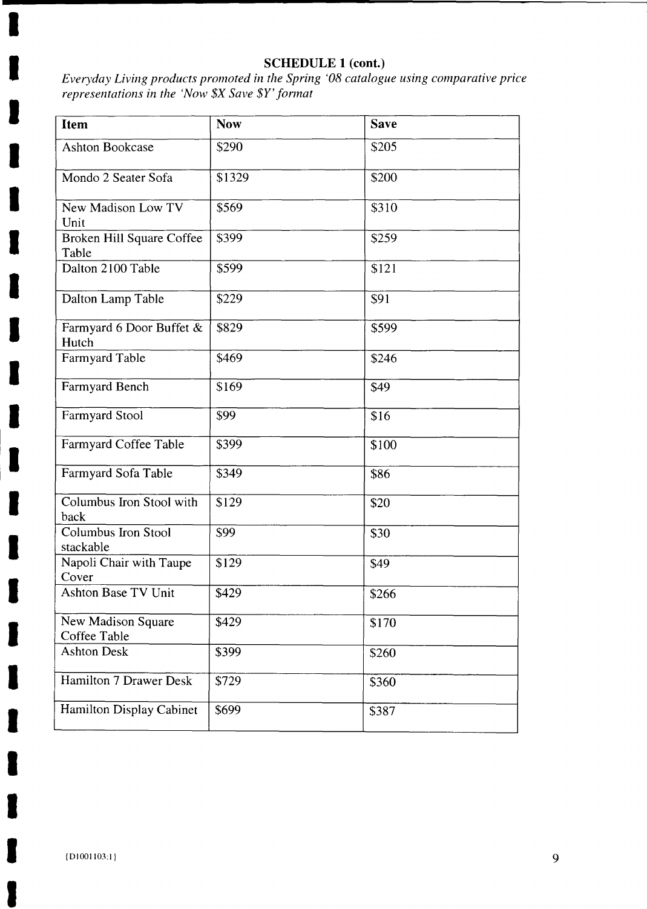**SCHEDULE 1 (cont.)**

*Everyday Living products promoted in the Spring '08 catalogue using comparative price representations in the 'Now $X Save $Y' format*

| Item | Now | Save |
|---|---|---|
| Ashton Bookcase | $290 | $205 |
| Mondo 2 Seater Sofa | $1329 | $200 |
| New Madison Low TV Unit | $569 | $310 |
| Broken Hill Square Coffee Table | $399 | $259 |
| Dalton 2100 Table | $599 | $121 |
| Dalton Lamp Table | $229 | $91 |
| Farmyard 6 Door Buffet & Hutch | $829 | $599 |
| Farmyard Table | $469 | $246 |
| Farmyard Bench | $169 | $49 |
| Farmyard Stool | $99 | $16 |
| Farmyard Coffee Table | $399 | $100 |
| Farmyard Sofa Table | $349 | $86 |
| Columbus Iron Stool with back | $129 | $20 |
| Columbus Iron Stool stackable | $99 | $30 |
| Napoli Chair with Taupe Cover | $129 | $49 |
| Ashton Base TV Unit | $429 | $266 |
| New Madison Square Coffee Table | $429 | $170 |
| Ashton Desk | $399 | $260 |
| Hamilton 7 Drawer Desk | $729 | $360 |
| Hamilton Display Cabinet | $699 | $387 |

{D1001103:1}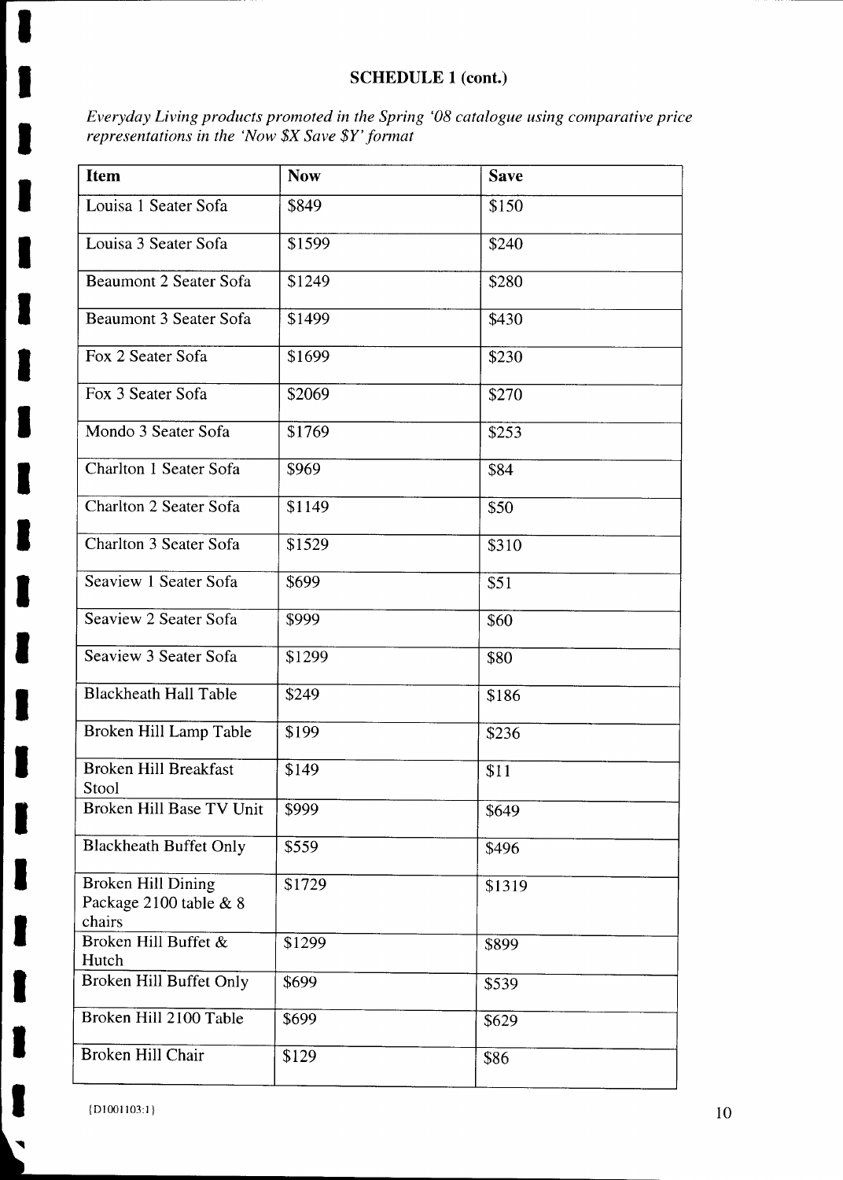**SCHEDULE 1 (cont.)**

*Everyday Living products promoted in the Spring '08 catalogue using comparative price representations in the 'Now $X Save $Y' format*

| Item | Now | Save |
|---|---|---|
| Louisa 1 Seater Sofa | $849 | $150 |
| Louisa 3 Seater Sofa | $1599 | $240 |
| Beaumont 2 Seater Sofa | $1249 | $280 |
| Beaumont 3 Seater Sofa | $1499 | $430 |
| Fox 2 Seater Sofa | $1699 | $230 |
| Fox 3 Seater Sofa | $2069 | $270 |
| Mondo 3 Seater Sofa | $1769 | $253 |
| Charlton 1 Seater Sofa | $969 | $84 |
| Charlton 2 Seater Sofa | $1149 | $50 |
| Charlton 3 Seater Sofa | $1529 | $310 |
| Seaview 1 Seater Sofa | $699 | $51 |
| Seaview 2 Seater Sofa | $999 | $60 |
| Seaview 3 Seater Sofa | $1299 | $80 |
| Blackheath Hall Table | $249 | $186 |
| Broken Hill Lamp Table | $199 | $236 |
| Broken Hill Breakfast Stool | $149 | $11 |
| Broken Hill Base TV Unit | $999 | $649 |
| Blackheath Buffet Only | $559 | $496 |
| Broken Hill Dining Package 2100 table & 8 chairs | $1729 | $1319 |
| Broken Hill Buffet & Hutch | $1299 | $899 |
| Broken Hill Buffet Only | $699 | $539 |
| Broken Hill 2100 Table | $699 | $629 |
| Broken Hill Chair | $129 | $86 |

{D1001103:1}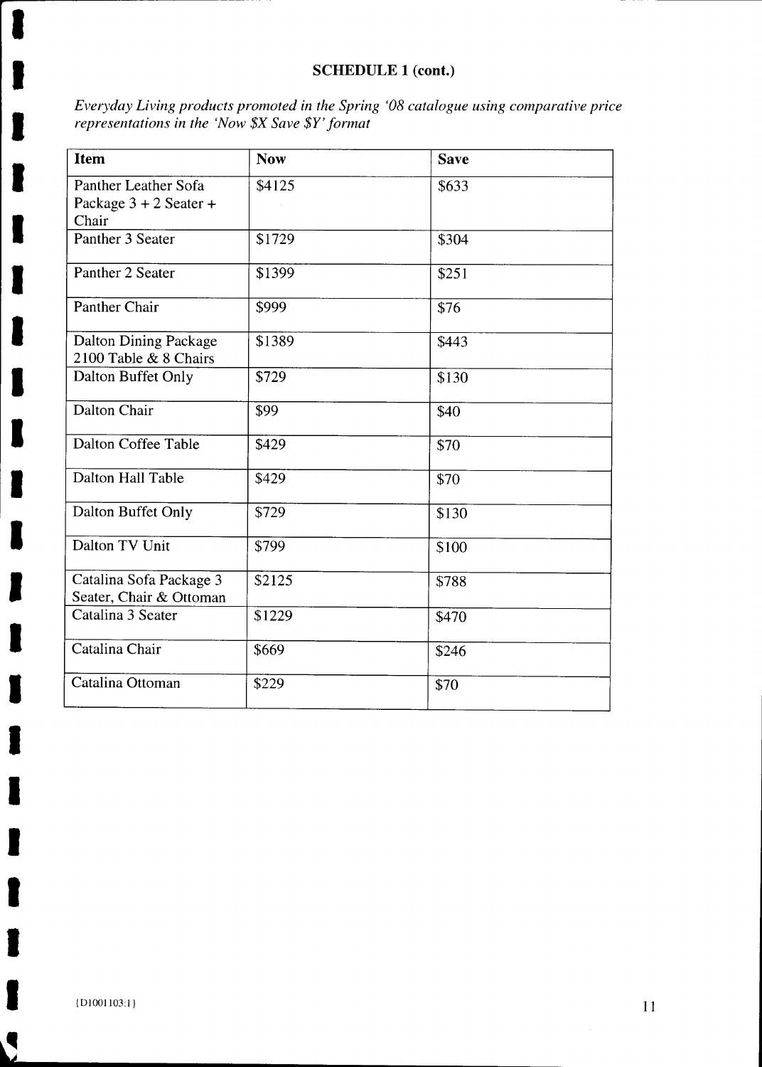## SCHEDULE 1 (cont.)

*Everyday Living products promoted in the Spring '08 catalogue using comparative price representations in the 'Now $X Save $Y' format*

| Item | Now | Save |
| --- | --- | --- |
| Panther Leather Sofa Package 3 + 2 Seater + Chair | $4125 | $633 |
| Panther 3 Seater | $1729 | $304 |
| Panther 2 Seater | $1399 | $251 |
| Panther Chair | $999 | $76 |
| Dalton Dining Package 2100 Table & 8 Chairs | $1389 | $443 |
| Dalton Buffet Only | $729 | $130 |
| Dalton Chair | $99 | $40 |
| Dalton Coffee Table | $429 | $70 |
| Dalton Hall Table | $429 | $70 |
| Dalton Buffet Only | $729 | $130 |
| Dalton TV Unit | $799 | $100 |
| Catalina Sofa Package 3 Seater, Chair & Ottoman | $2125 | $788 |
| Catalina 3 Seater | $1229 | $470 |
| Catalina Chair | $669 | $246 |
| Catalina Ottoman | $229 | $70 |

{D1001103:1}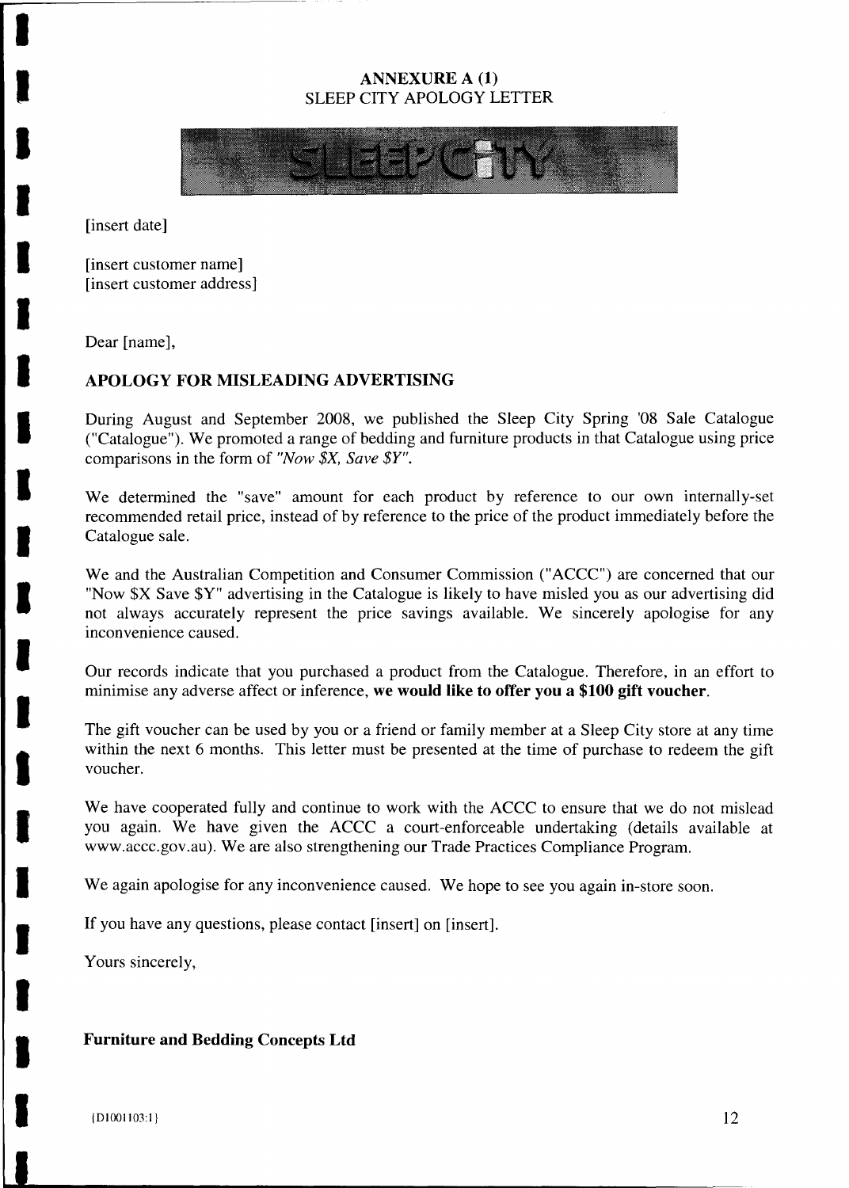**ANNEXURE A (1)**
SLEEP CITY APOLOGY LETTER

[insert date]

[insert customer name]
[insert customer address]

Dear [name],

**APOLOGY FOR MISLEADING ADVERTISING**

During August and September 2008, we published the Sleep City Spring '08 Sale Catalogue ("Catalogue"). We promoted a range of bedding and furniture products in that Catalogue using price comparisons in the form of *"Now $X, Save $Y"*.

We determined the "save" amount for each product by reference to our own internally-set recommended retail price, instead of by reference to the price of the product immediately before the Catalogue sale.

We and the Australian Competition and Consumer Commission ("ACCC") are concerned that our "Now $X Save $Y" advertising in the Catalogue is likely to have misled you as our advertising did not always accurately represent the price savings available. We sincerely apologise for any inconvenience caused.

Our records indicate that you purchased a product from the Catalogue. Therefore, in an effort to minimise any adverse affect or inference, **we would like to offer you a $100 gift voucher**.

The gift voucher can be used by you or a friend or family member at a Sleep City store at any time within the next 6 months. This letter must be presented at the time of purchase to redeem the gift voucher.

We have cooperated fully and continue to work with the ACCC to ensure that we do not mislead you again. We have given the ACCC a court-enforceable undertaking (details available at www.accc.gov.au). We are also strengthening our Trade Practices Compliance Program.

We again apologise for any inconvenience caused. We hope to see you again in-store soon.

If you have any questions, please contact [insert] on [insert].

Yours sincerely,

**Furniture and Bedding Concepts Ltd**

{D1001103:1}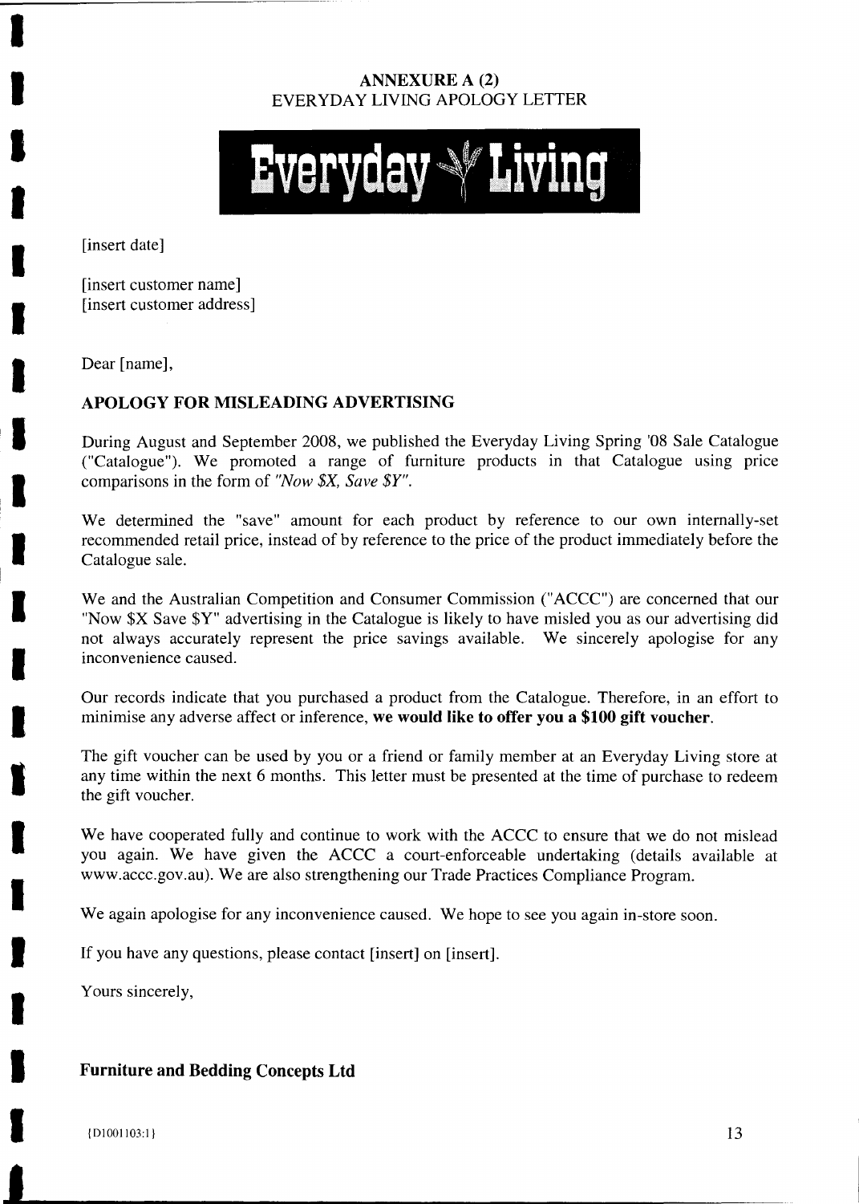## ANNEXURE A (2)
EVERYDAY LIVING APOLOGY LETTER

Everyday Living

[insert date]

[insert customer name]
[insert customer address]

Dear [name],

**APOLOGY FOR MISLEADING ADVERTISING**

During August and September 2008, we published the Everyday Living Spring '08 Sale Catalogue ("Catalogue"). We promoted a range of furniture products in that Catalogue using price comparisons in the form of *"Now $X, Save $Y"*.

We determined the "save" amount for each product by reference to our own internally-set recommended retail price, instead of by reference to the price of the product immediately before the Catalogue sale.

We and the Australian Competition and Consumer Commission ("ACCC") are concerned that our "Now $X Save $Y" advertising in the Catalogue is likely to have misled you as our advertising did not always accurately represent the price savings available. We sincerely apologise for any inconvenience caused.

Our records indicate that you purchased a product from the Catalogue. Therefore, in an effort to minimise any adverse affect or inference, **we would like to offer you a $100 gift voucher**.

The gift voucher can be used by you or a friend or family member at an Everyday Living store at any time within the next 6 months. This letter must be presented at the time of purchase to redeem the gift voucher.

We have cooperated fully and continue to work with the ACCC to ensure that we do not mislead you again. We have given the ACCC a court-enforceable undertaking (details available at www.accc.gov.au). We are also strengthening our Trade Practices Compliance Program.

We again apologise for any inconvenience caused. We hope to see you again in-store soon.

If you have any questions, please contact [insert] on [insert].

Yours sincerely,

**Furniture and Bedding Concepts Ltd**

{D1001103:1}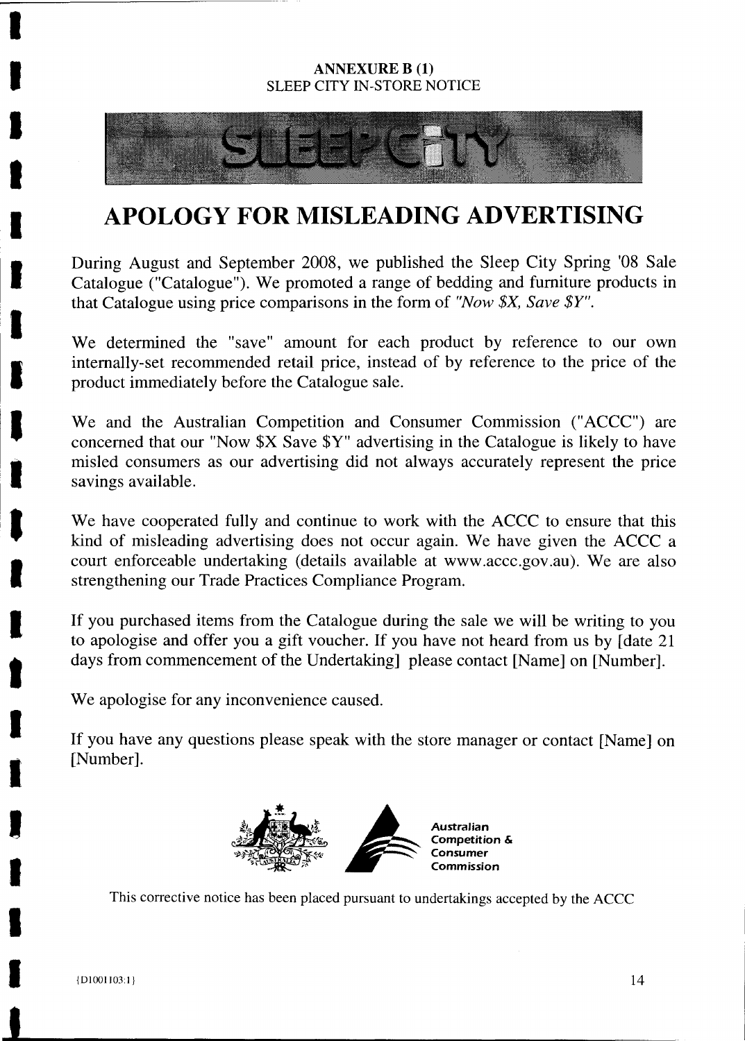**ANNEXURE B (1)**
SLEEP CITY IN-STORE NOTICE

SLEEP CITY

# APOLOGY FOR MISLEADING ADVERTISING

During August and September 2008, we published the Sleep City Spring '08 Sale Catalogue ("Catalogue"). We promoted a range of bedding and furniture products in that Catalogue using price comparisons in the form of *"Now $X, Save $Y"*.

We determined the "save" amount for each product by reference to our own internally-set recommended retail price, instead of by reference to the price of the product immediately before the Catalogue sale.

We and the Australian Competition and Consumer Commission ("ACCC") are concerned that our "Now $X Save $Y" advertising in the Catalogue is likely to have misled consumers as our advertising did not always accurately represent the price savings available.

We have cooperated fully and continue to work with the ACCC to ensure that this kind of misleading advertising does not occur again. We have given the ACCC a court enforceable undertaking (details available at www.accc.gov.au). We are also strengthening our Trade Practices Compliance Program.

If you purchased items from the Catalogue during the sale we will be writing to you to apologise and offer you a gift voucher. If you have not heard from us by [date 21 days from commencement of the Undertaking] please contact [Name] on [Number].

We apologise for any inconvenience caused.

If you have any questions please speak with the store manager or contact [Name] on [Number].

Australian Competition & Consumer Commission

This corrective notice has been placed pursuant to undertakings accepted by the ACCC

{D1001103:1}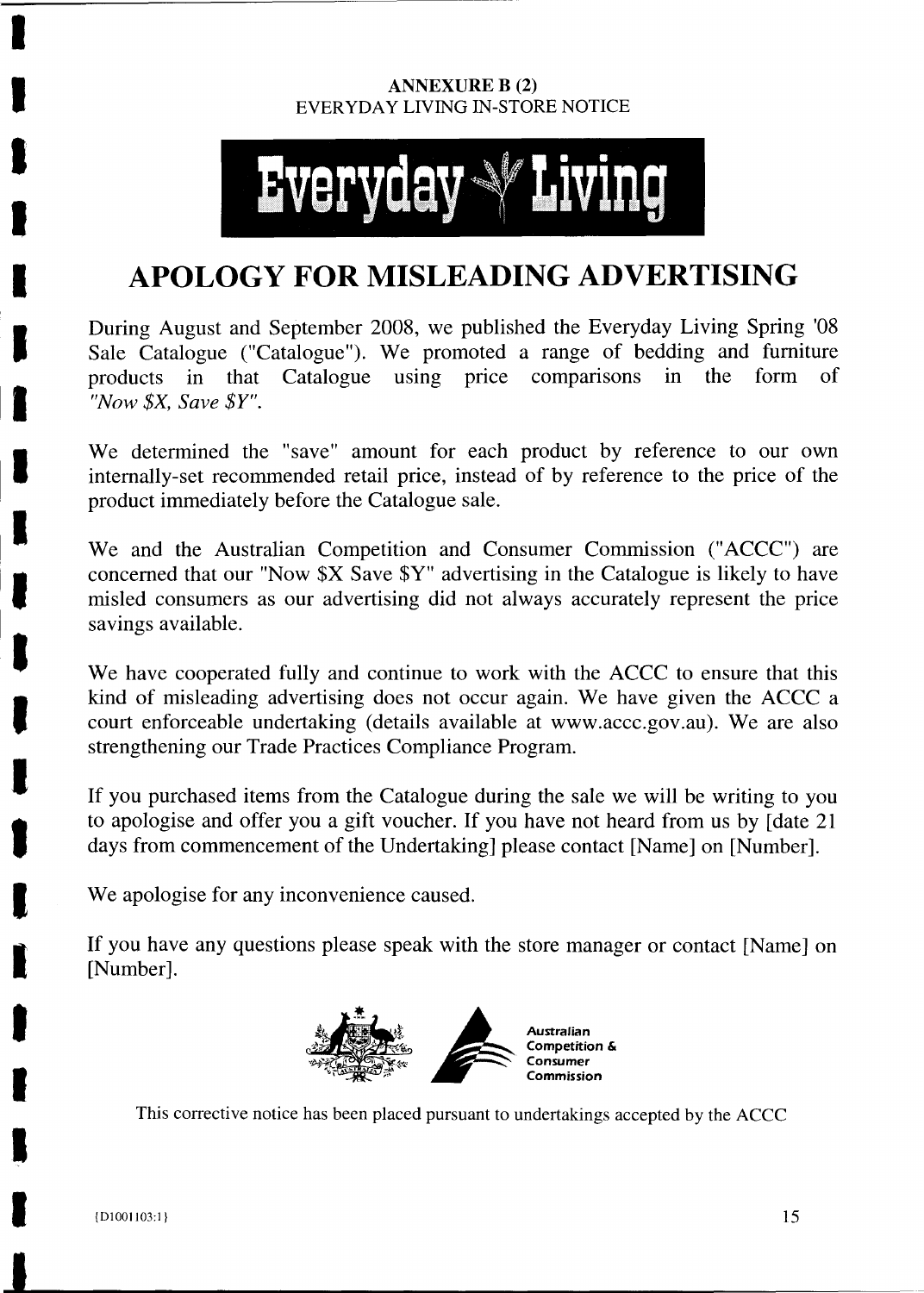**ANNEXURE B (2)**
EVERYDAY LIVING IN-STORE NOTICE

Everyday Living

# APOLOGY FOR MISLEADING ADVERTISING

During August and September 2008, we published the Everyday Living Spring '08 Sale Catalogue ("Catalogue"). We promoted a range of bedding and furniture products in that Catalogue using price comparisons in the form of *"Now $X, Save $Y"*.

We determined the "save" amount for each product by reference to our own internally-set recommended retail price, instead of by reference to the price of the product immediately before the Catalogue sale.

We and the Australian Competition and Consumer Commission ("ACCC") are concerned that our "Now $X Save $Y" advertising in the Catalogue is likely to have misled consumers as our advertising did not always accurately represent the price savings available.

We have cooperated fully and continue to work with the ACCC to ensure that this kind of misleading advertising does not occur again. We have given the ACCC a court enforceable undertaking (details available at www.accc.gov.au). We are also strengthening our Trade Practices Compliance Program.

If you purchased items from the Catalogue during the sale we will be writing to you to apologise and offer you a gift voucher. If you have not heard from us by [date 21 days from commencement of the Undertaking] please contact [Name] on [Number].

We apologise for any inconvenience caused.

If you have any questions please speak with the store manager or contact [Name] on [Number].

Australian Competition & Consumer Commission

This corrective notice has been placed pursuant to undertakings accepted by the ACCC

{D1001103:1}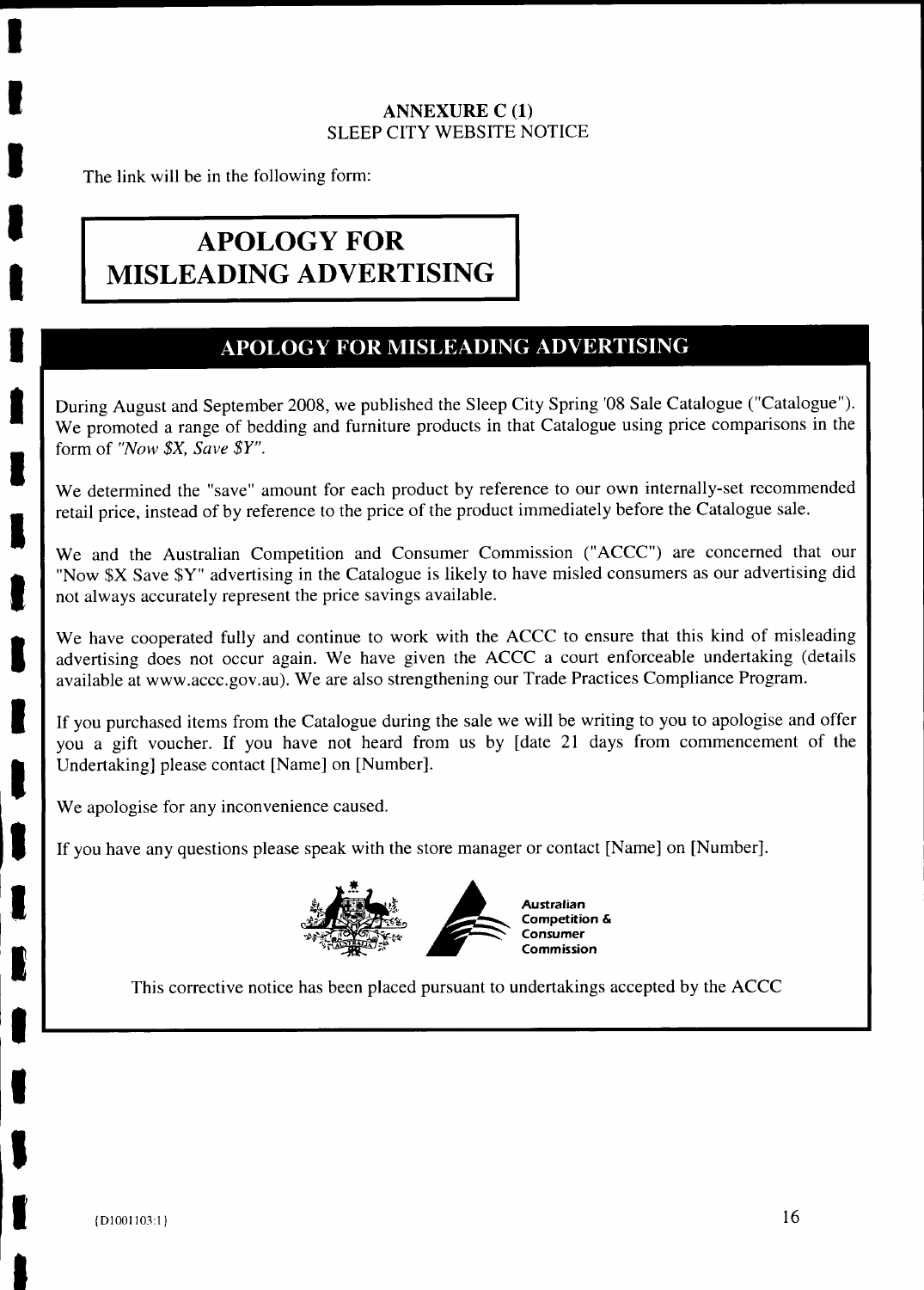**ANNEXURE C (1)**
SLEEP CITY WEBSITE NOTICE

The link will be in the following form:

## APOLOGY FOR MISLEADING ADVERTISING

## APOLOGY FOR MISLEADING ADVERTISING

During August and September 2008, we published the Sleep City Spring '08 Sale Catalogue ("Catalogue"). We promoted a range of bedding and furniture products in that Catalogue using price comparisons in the form of *"Now $X, Save $Y"*.

We determined the "save" amount for each product by reference to our own internally-set recommended retail price, instead of by reference to the price of the product immediately before the Catalogue sale.

We and the Australian Competition and Consumer Commission ("ACCC") are concerned that our "Now $X Save $Y" advertising in the Catalogue is likely to have misled consumers as our advertising did not always accurately represent the price savings available.

We have cooperated fully and continue to work with the ACCC to ensure that this kind of misleading advertising does not occur again. We have given the ACCC a court enforceable undertaking (details available at www.accc.gov.au). We are also strengthening our Trade Practices Compliance Program.

If you purchased items from the Catalogue during the sale we will be writing to you to apologise and offer you a gift voucher. If you have not heard from us by [date 21 days from commencement of the Undertaking] please contact [Name] on [Number].

We apologise for any inconvenience caused.

If you have any questions please speak with the store manager or contact [Name] on [Number].

Australian Competition & Consumer Commission

This corrective notice has been placed pursuant to undertakings accepted by the ACCC

{D1001103:1}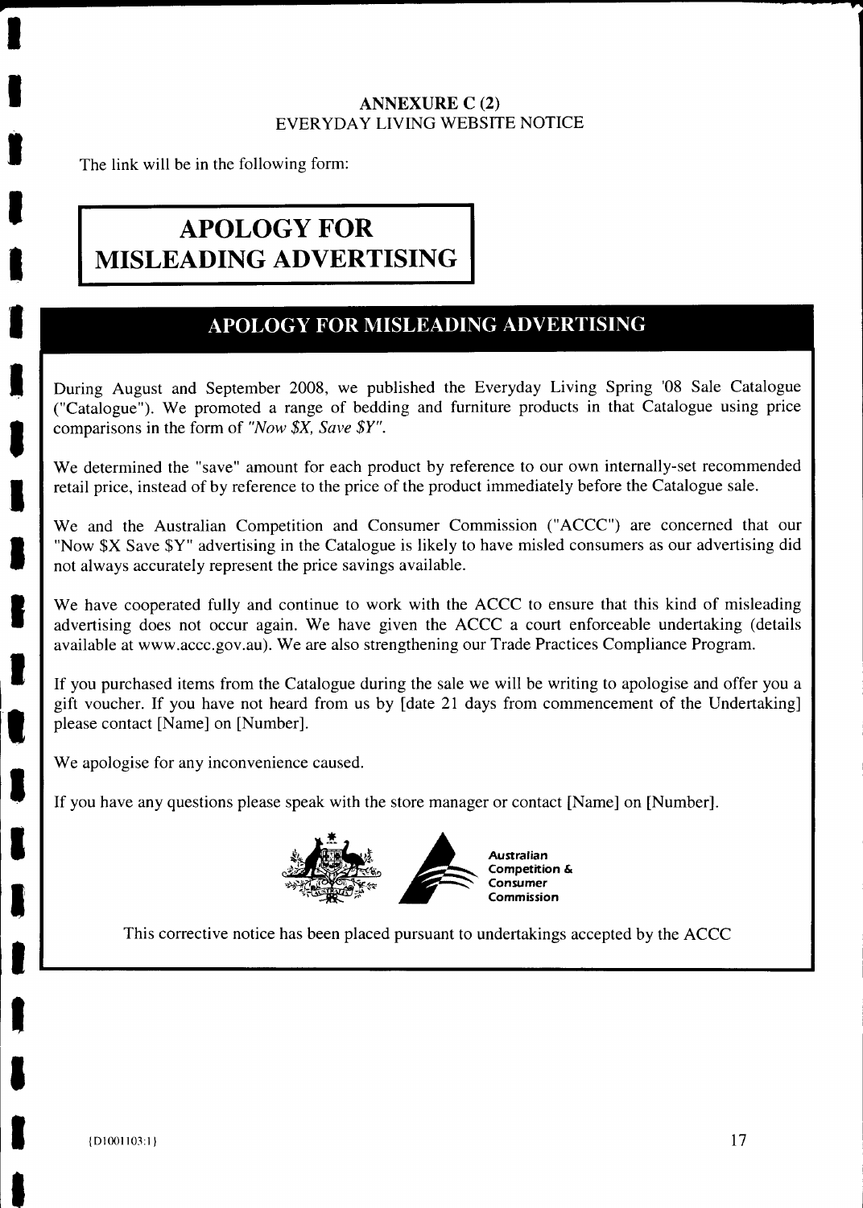**ANNEXURE C (2)**
EVERYDAY LIVING WEBSITE NOTICE

The link will be in the following form:

# APOLOGY FOR MISLEADING ADVERTISING

## APOLOGY FOR MISLEADING ADVERTISING

During August and September 2008, we published the Everyday Living Spring '08 Sale Catalogue ("Catalogue"). We promoted a range of bedding and furniture products in that Catalogue using price comparisons in the form of *"Now $X, Save $Y"*.

We determined the "save" amount for each product by reference to our own internally-set recommended retail price, instead of by reference to the price of the product immediately before the Catalogue sale.

We and the Australian Competition and Consumer Commission ("ACCC") are concerned that our "Now $X Save $Y" advertising in the Catalogue is likely to have misled consumers as our advertising did not always accurately represent the price savings available.

We have cooperated fully and continue to work with the ACCC to ensure that this kind of misleading advertising does not occur again. We have given the ACCC a court enforceable undertaking (details available at www.accc.gov.au). We are also strengthening our Trade Practices Compliance Program.

If you purchased items from the Catalogue during the sale we will be writing to apologise and offer you a gift voucher. If you have not heard from us by [date 21 days from commencement of the Undertaking] please contact [Name] on [Number].

We apologise for any inconvenience caused.

If you have any questions please speak with the store manager or contact [Name] on [Number].

Australian Competition & Consumer Commission

This corrective notice has been placed pursuant to undertakings accepted by the ACCC

{D1001103:1}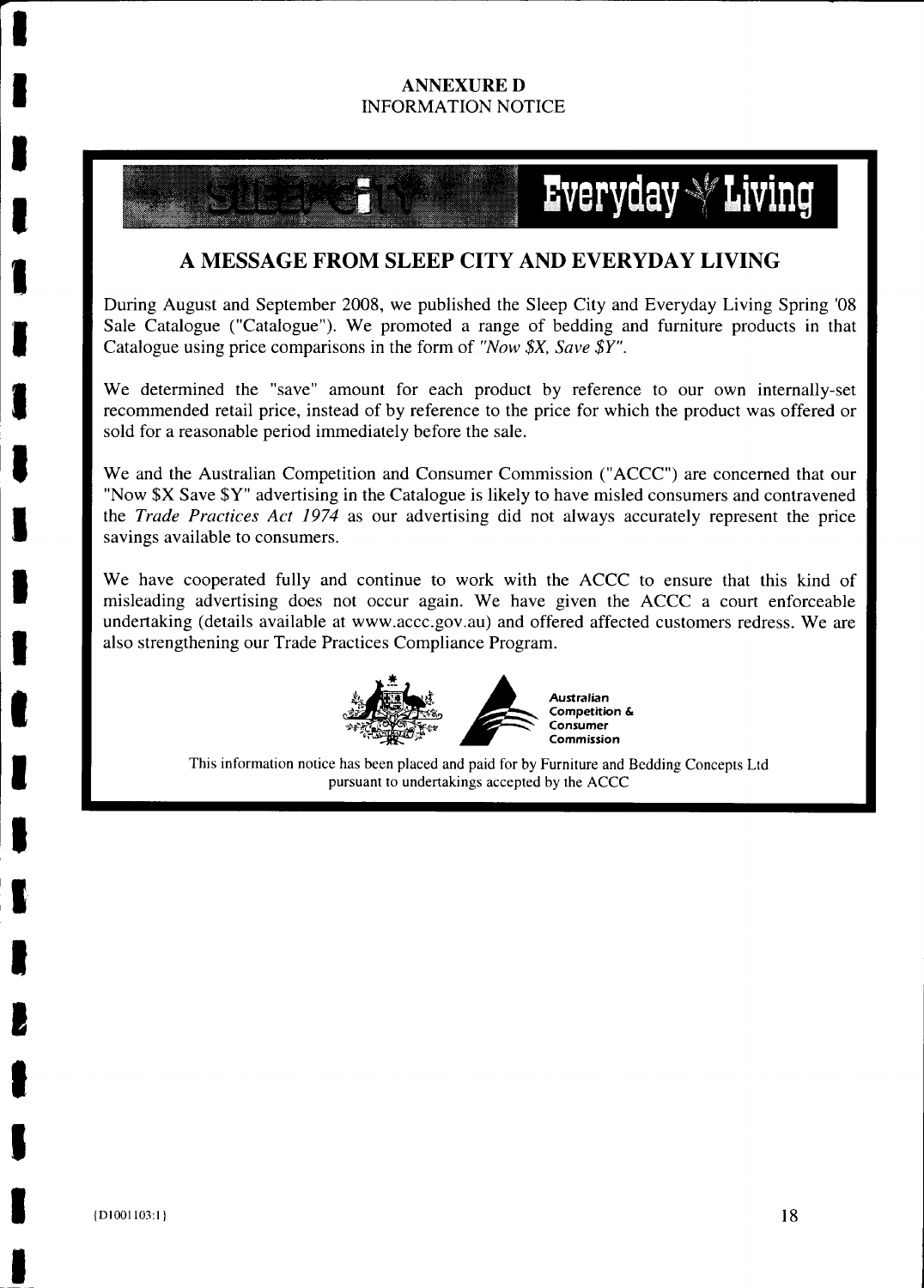**ANNEXURE D**
INFORMATION NOTICE

SLEEPCITY Everyday Living

## A MESSAGE FROM SLEEP CITY AND EVERYDAY LIVING

During August and September 2008, we published the Sleep City and Everyday Living Spring '08 Sale Catalogue ("Catalogue"). We promoted a range of bedding and furniture products in that Catalogue using price comparisons in the form of *"Now $X, Save $Y"*.

We determined the "save" amount for each product by reference to our own internally-set recommended retail price, instead of by reference to the price for which the product was offered or sold for a reasonable period immediately before the sale.

We and the Australian Competition and Consumer Commission ("ACCC") are concerned that our "Now $X Save $Y" advertising in the Catalogue is likely to have misled consumers and contravened the *Trade Practices Act 1974* as our advertising did not always accurately represent the price savings available to consumers.

We have cooperated fully and continue to work with the ACCC to ensure that this kind of misleading advertising does not occur again. We have given the ACCC a court enforceable undertaking (details available at www.accc.gov.au) and offered affected customers redress. We are also strengthening our Trade Practices Compliance Program.

Australian Competition & Consumer Commission

This information notice has been placed and paid for by Furniture and Bedding Concepts Ltd pursuant to undertakings accepted by the ACCC

{D1001103:1}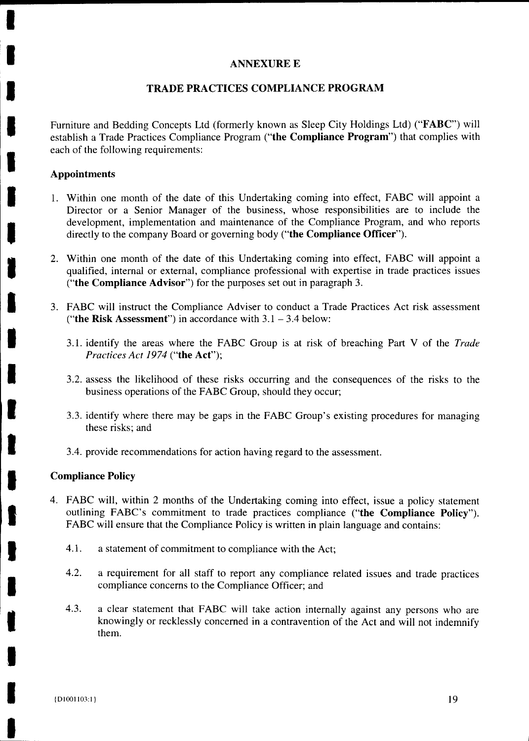# ANNEXURE E

## TRADE PRACTICES COMPLIANCE PROGRAM

Furniture and Bedding Concepts Ltd (formerly known as Sleep City Holdings Ltd) ("**FABC**") will establish a Trade Practices Compliance Program ("**the Compliance Program**") that complies with each of the following requirements:

### Appointments

1. Within one month of the date of this Undertaking coming into effect, FABC will appoint a Director or a Senior Manager of the business, whose responsibilities are to include the development, implementation and maintenance of the Compliance Program, and who reports directly to the company Board or governing body ("**the Compliance Officer**").

2. Within one month of the date of this Undertaking coming into effect, FABC will appoint a qualified, internal or external, compliance professional with expertise in trade practices issues ("**the Compliance Advisor**") for the purposes set out in paragraph 3.

3. FABC will instruct the Compliance Adviser to conduct a Trade Practices Act risk assessment ("**the Risk Assessment**") in accordance with 3.1 – 3.4 below:

   3.1. identify the areas where the FABC Group is at risk of breaching Part V of the *Trade Practices Act 1974* ("**the Act**");

   3.2. assess the likelihood of these risks occurring and the consequences of the risks to the business operations of the FABC Group, should they occur;

   3.3. identify where there may be gaps in the FABC Group's existing procedures for managing these risks; and

   3.4. provide recommendations for action having regard to the assessment.

### Compliance Policy

4. FABC will, within 2 months of the Undertaking coming into effect, issue a policy statement outlining FABC's commitment to trade practices compliance ("**the Compliance Policy**"). FABC will ensure that the Compliance Policy is written in plain language and contains:

   4.1. a statement of commitment to compliance with the Act;

   4.2. a requirement for all staff to report any compliance related issues and trade practices compliance concerns to the Compliance Officer; and

   4.3. a clear statement that FABC will take action internally against any persons who are knowingly or recklessly concerned in a contravention of the Act and will not indemnify them.

{D1001103:1}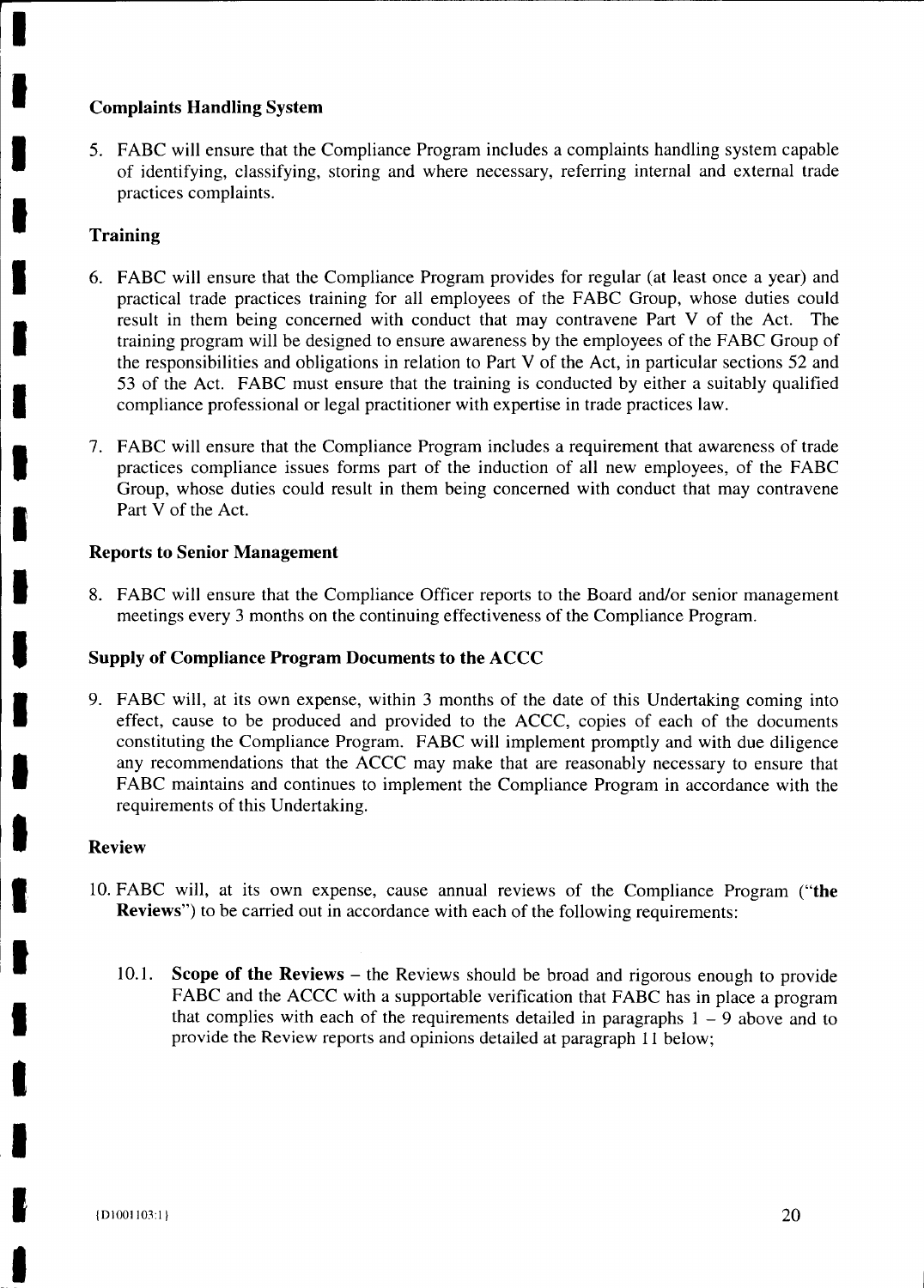### Complaints Handling System

5. FABC will ensure that the Compliance Program includes a complaints handling system capable of identifying, classifying, storing and where necessary, referring internal and external trade practices complaints.

### Training

6. FABC will ensure that the Compliance Program provides for regular (at least once a year) and practical trade practices training for all employees of the FABC Group, whose duties could result in them being concerned with conduct that may contravene Part V of the Act. The training program will be designed to ensure awareness by the employees of the FABC Group of the responsibilities and obligations in relation to Part V of the Act, in particular sections 52 and 53 of the Act. FABC must ensure that the training is conducted by either a suitably qualified compliance professional or legal practitioner with expertise in trade practices law.

7. FABC will ensure that the Compliance Program includes a requirement that awareness of trade practices compliance issues forms part of the induction of all new employees, of the FABC Group, whose duties could result in them being concerned with conduct that may contravene Part V of the Act.

### Reports to Senior Management

8. FABC will ensure that the Compliance Officer reports to the Board and/or senior management meetings every 3 months on the continuing effectiveness of the Compliance Program.

### Supply of Compliance Program Documents to the ACCC

9. FABC will, at its own expense, within 3 months of the date of this Undertaking coming into effect, cause to be produced and provided to the ACCC, copies of each of the documents constituting the Compliance Program. FABC will implement promptly and with due diligence any recommendations that the ACCC may make that are reasonably necessary to ensure that FABC maintains and continues to implement the Compliance Program in accordance with the requirements of this Undertaking.

### Review

10. FABC will, at its own expense, cause annual reviews of the Compliance Program ("**the Reviews**") to be carried out in accordance with each of the following requirements:

    10.1. **Scope of the Reviews** – the Reviews should be broad and rigorous enough to provide FABC and the ACCC with a supportable verification that FABC has in place a program that complies with each of the requirements detailed in paragraphs 1 – 9 above and to provide the Review reports and opinions detailed at paragraph 11 below;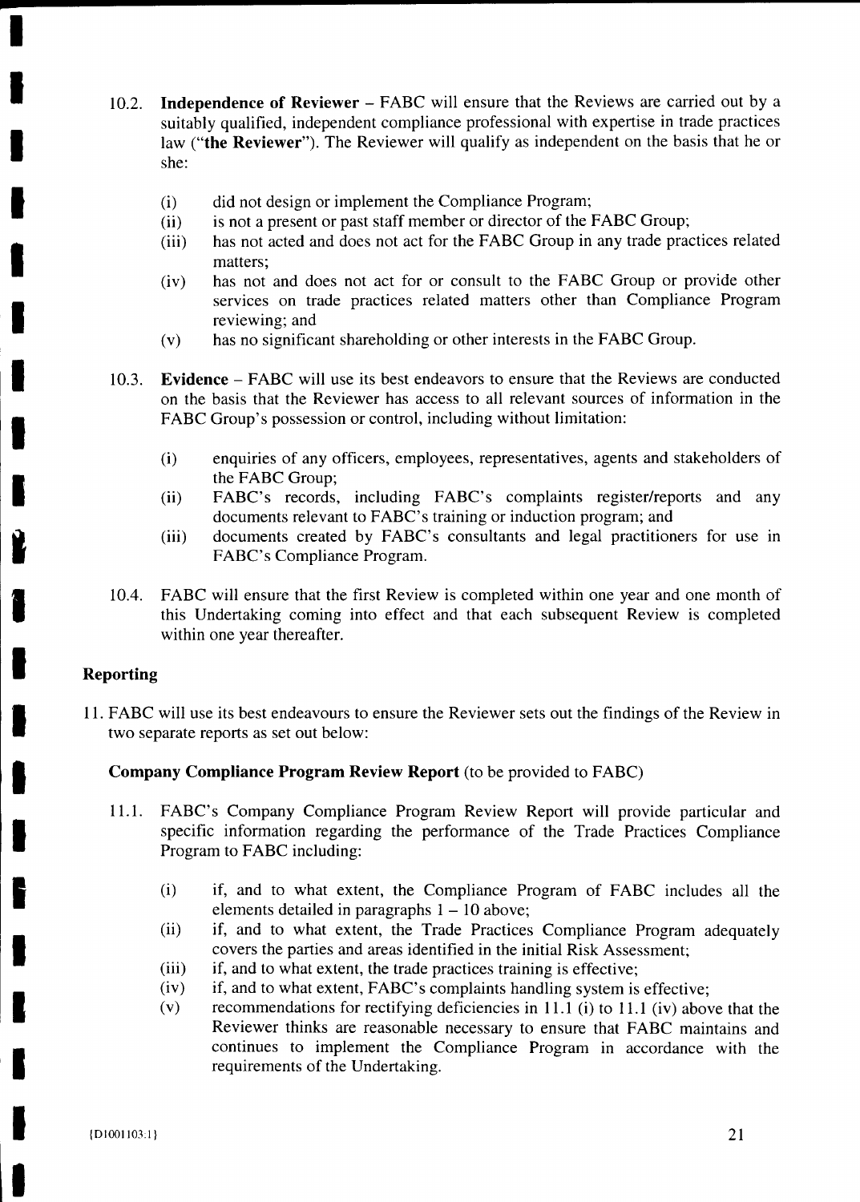10.2. **Independence of Reviewer** – FABC will ensure that the Reviews are carried out by a suitably qualified, independent compliance professional with expertise in trade practices law ("**the Reviewer**"). The Reviewer will qualify as independent on the basis that he or she:

   (i) did not design or implement the Compliance Program;
   (ii) is not a present or past staff member or director of the FABC Group;
   (iii) has not acted and does not act for the FABC Group in any trade practices related matters;
   (iv) has not and does not act for or consult to the FABC Group or provide other services on trade practices related matters other than Compliance Program reviewing; and
   (v) has no significant shareholding or other interests in the FABC Group.

10.3. **Evidence** – FABC will use its best endeavors to ensure that the Reviews are conducted on the basis that the Reviewer has access to all relevant sources of information in the FABC Group's possession or control, including without limitation:

   (i) enquiries of any officers, employees, representatives, agents and stakeholders of the FABC Group;
   (ii) FABC's records, including FABC's complaints register/reports and any documents relevant to FABC's training or induction program; and
   (iii) documents created by FABC's consultants and legal practitioners for use in FABC's Compliance Program.

10.4. FABC will ensure that the first Review is completed within one year and one month of this Undertaking coming into effect and that each subsequent Review is completed within one year thereafter.

## Reporting

11. FABC will use its best endeavours to ensure the Reviewer sets out the findings of the Review in two separate reports as set out below:

**Company Compliance Program Review Report** (to be provided to FABC)

11.1. FABC's Company Compliance Program Review Report will provide particular and specific information regarding the performance of the Trade Practices Compliance Program to FABC including:

   (i) if, and to what extent, the Compliance Program of FABC includes all the elements detailed in paragraphs 1 – 10 above;
   (ii) if, and to what extent, the Trade Practices Compliance Program adequately covers the parties and areas identified in the initial Risk Assessment;
   (iii) if, and to what extent, the trade practices training is effective;
   (iv) if, and to what extent, FABC's complaints handling system is effective;
   (v) recommendations for rectifying deficiencies in 11.1 (i) to 11.1 (iv) above that the Reviewer thinks are reasonable necessary to ensure that FABC maintains and continues to implement the Compliance Program in accordance with the requirements of the Undertaking.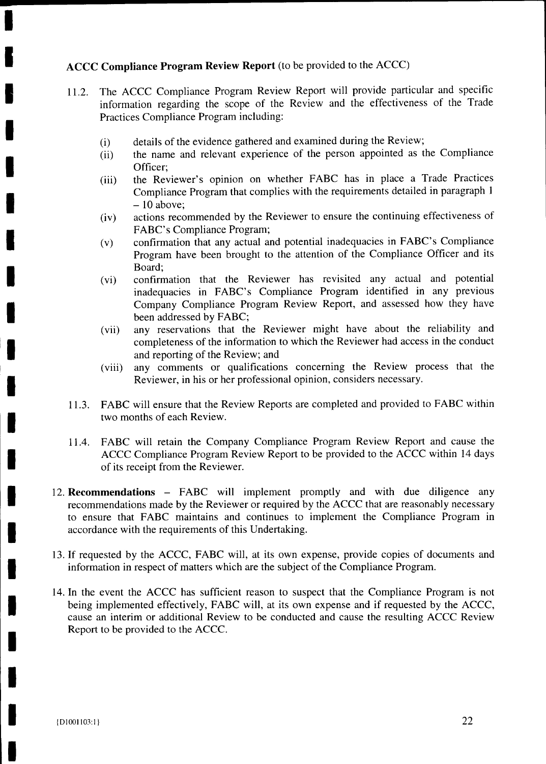**ACCC Compliance Program Review Report** (to be provided to the ACCC)

11.2. The ACCC Compliance Program Review Report will provide particular and specific information regarding the scope of the Review and the effectiveness of the Trade Practices Compliance Program including:

(i) details of the evidence gathered and examined during the Review;

(ii) the name and relevant experience of the person appointed as the Compliance Officer;

(iii) the Reviewer's opinion on whether FABC has in place a Trade Practices Compliance Program that complies with the requirements detailed in paragraph 1 – 10 above;

(iv) actions recommended by the Reviewer to ensure the continuing effectiveness of FABC's Compliance Program;

(v) confirmation that any actual and potential inadequacies in FABC's Compliance Program have been brought to the attention of the Compliance Officer and its Board;

(vi) confirmation that the Reviewer has revisited any actual and potential inadequacies in FABC's Compliance Program identified in any previous Company Compliance Program Review Report, and assessed how they have been addressed by FABC;

(vii) any reservations that the Reviewer might have about the reliability and completeness of the information to which the Reviewer had access in the conduct and reporting of the Review; and

(viii) any comments or qualifications concerning the Review process that the Reviewer, in his or her professional opinion, considers necessary.

11.3. FABC will ensure that the Review Reports are completed and provided to FABC within two months of each Review.

11.4. FABC will retain the Company Compliance Program Review Report and cause the ACCC Compliance Program Review Report to be provided to the ACCC within 14 days of its receipt from the Reviewer.

12. **Recommendations** – FABC will implement promptly and with due diligence any recommendations made by the Reviewer or required by the ACCC that are reasonably necessary to ensure that FABC maintains and continues to implement the Compliance Program in accordance with the requirements of this Undertaking.

13. If requested by the ACCC, FABC will, at its own expense, provide copies of documents and information in respect of matters which are the subject of the Compliance Program.

14. In the event the ACCC has sufficient reason to suspect that the Compliance Program is not being implemented effectively, FABC will, at its own expense and if requested by the ACCC, cause an interim or additional Review to be conducted and cause the resulting ACCC Review Report to be provided to the ACCC.

{D1001103:1}